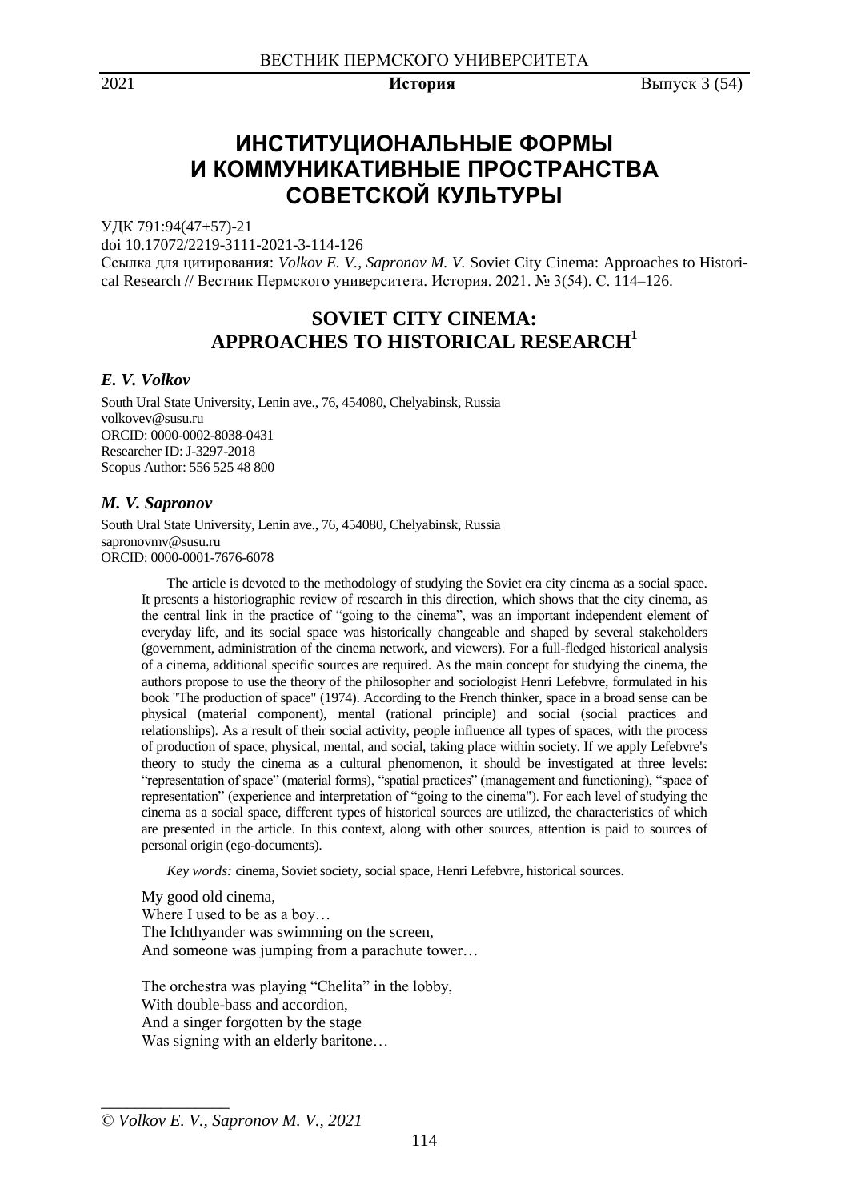# ИНСТИТУЦИОНАЛЬНЫЕ ФОРМЫ И КОММУНИКАТИВНЫЕ ПРОСТРАНСТВА СОВЕТСКОЙ КУЛЬТУРЫ

УДК 791:94(47+57)-21
doi 10.17072/2219-3111-2021-3-114-126
Ссылка для цитирования: *Volkov E. V., Sapronov M. V.* Soviet City Cinema: Approaches to Historical Research // Вестник Пермского университета. История. 2021. № 3(54). С. 114–126.

## SOVIET CITY CINEMA: APPROACHES TO HISTORICAL RESEARCH[1]

### *E. V. Volkov*

South Ural State University, Lenin ave., 76, 454080, Chelyabinsk, Russia
volkovev@susu.ru
ORCID: 0000-0002-8038-0431
Researcher ID: J-3297-2018
Scopus Author: 556 525 48 800

### *M. V. Sapronov*

South Ural State University, Lenin ave., 76, 454080, Chelyabinsk, Russia
sapronovmv@susu.ru
ORCID: 0000-0001-7676-6078

The article is devoted to the methodology of studying the Soviet era city cinema as a social space. It presents a historiographic review of research in this direction, which shows that the city cinema, as the central link in the practice of "going to the cinema", was an important independent element of everyday life, and its social space was historically changeable and shaped by several stakeholders (government, administration of the cinema network, and viewers). For a full-fledged historical analysis of a cinema, additional specific sources are required. As the main concept for studying the cinema, the authors propose to use the theory of the philosopher and sociologist Henri Lefebvre, formulated in his book "The production of space" (1974). According to the French thinker, space in a broad sense can be physical (material component), mental (rational principle) and social (social practices and relationships). As a result of their social activity, people influence all types of spaces, with the process of production of space, physical, mental, and social, taking place within society. If we apply Lefebvre's theory to study the cinema as a cultural phenomenon, it should be investigated at three levels: "representation of space" (material forms), "spatial practices" (management and functioning), "space of representation" (experience and interpretation of "going to the cinema"). For each level of studying the cinema as a social space, different types of historical sources are utilized, the characteristics of which are presented in the article. In this context, along with other sources, attention is paid to sources of personal origin (ego-documents).

*Key words:* cinema, Soviet society, social space, Henri Lefebvre, historical sources.

My good old cinema,
Where I used to be as a boy…
The Ichthyander was swimming on the screen,
And someone was jumping from a parachute tower…

The orchestra was playing "Chelita" in the lobby,
With double-bass and accordion,
And a singer forgotten by the stage
Was signing with an elderly baritone…

---

© *Volkov E. V., Sapronov M. V., 2021*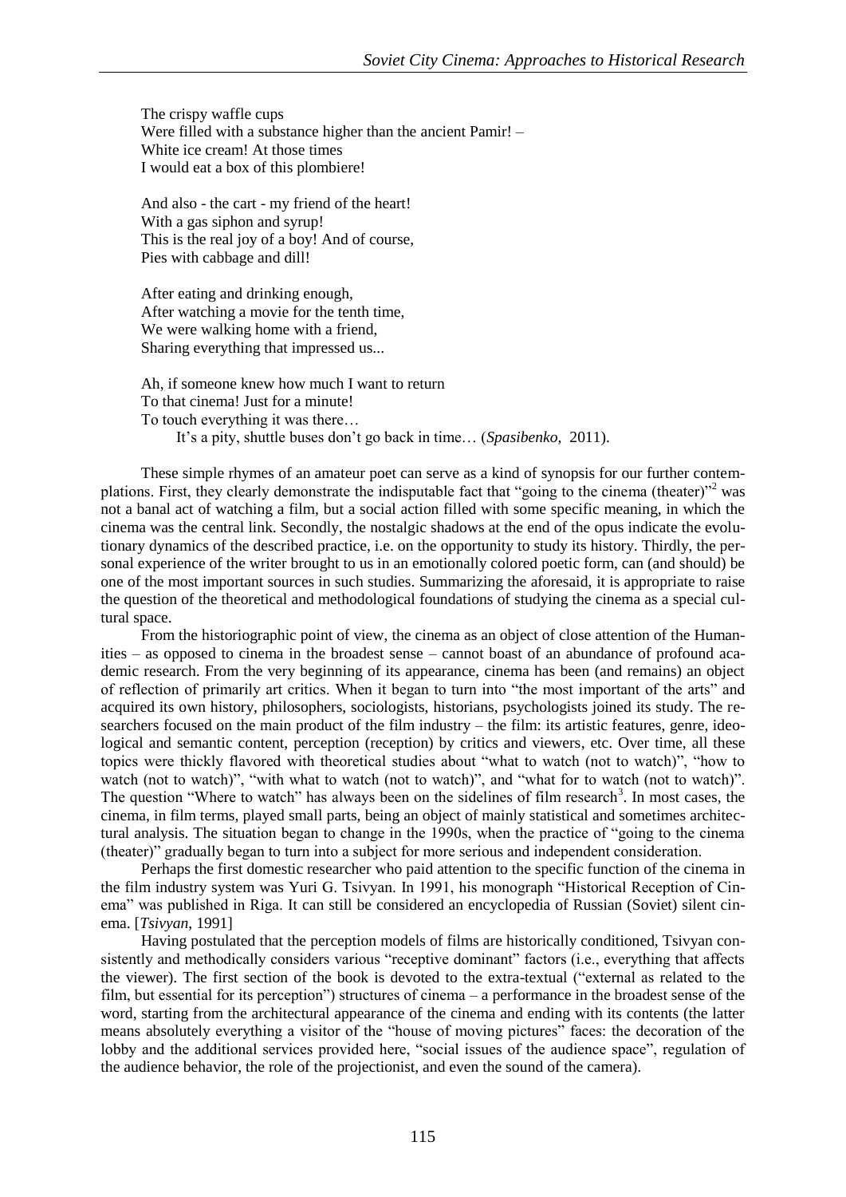The crispy waffle cups
Were filled with a substance higher than the ancient Pamir! –
White ice cream! At those times
I would eat a box of this plombiere!

And also - the cart - my friend of the heart!
With a gas siphon and syrup!
This is the real joy of a boy! And of course,
Pies with cabbage and dill!

After eating and drinking enough,
After watching a movie for the tenth time,
We were walking home with a friend,
Sharing everything that impressed us...

Ah, if someone knew how much I want to return
To that cinema! Just for a minute!
To touch everything it was there…
It's a pity, shuttle buses don't go back in time… (*Spasibenko,* 2011).

These simple rhymes of an amateur poet can serve as a kind of synopsis for our further contemplations. First, they clearly demonstrate the indisputable fact that "going to the cinema (theater)"[2] was not a banal act of watching a film, but a social action filled with some specific meaning, in which the cinema was the central link. Secondly, the nostalgic shadows at the end of the opus indicate the evolutionary dynamics of the described practice, i.e. on the opportunity to study its history. Thirdly, the personal experience of the writer brought to us in an emotionally colored poetic form, can (and should) be one of the most important sources in such studies. Summarizing the aforesaid, it is appropriate to raise the question of the theoretical and methodological foundations of studying the cinema as a special cultural space.

From the historiographic point of view, the cinema as an object of close attention of the Humanities – as opposed to cinema in the broadest sense – cannot boast of an abundance of profound academic research. From the very beginning of its appearance, cinema has been (and remains) an object of reflection of primarily art critics. When it began to turn into "the most important of the arts" and acquired its own history, philosophers, sociologists, historians, psychologists joined its study. The researchers focused on the main product of the film industry – the film: its artistic features, genre, ideological and semantic content, perception (reception) by critics and viewers, etc. Over time, all these topics were thickly flavored with theoretical studies about "what to watch (not to watch)", "how to watch (not to watch)", "with what to watch (not to watch)", and "what for to watch (not to watch)". The question "Where to watch" has always been on the sidelines of film research[3]. In most cases, the cinema, in film terms, played small parts, being an object of mainly statistical and sometimes architectural analysis. The situation began to change in the 1990s, when the practice of "going to the cinema (theater)" gradually began to turn into a subject for more serious and independent consideration.

Perhaps the first domestic researcher who paid attention to the specific function of the cinema in the film industry system was Yuri G. Tsivyan. In 1991, his monograph "Historical Reception of Cinema" was published in Riga. It can still be considered an encyclopedia of Russian (Soviet) silent cinema. [*Tsivyan,* 1991]

Having postulated that the perception models of films are historically conditioned, Tsivyan consistently and methodically considers various "receptive dominant" factors (i.e., everything that affects the viewer). The first section of the book is devoted to the extra-textual ("external as related to the film, but essential for its perception") structures of cinema – a performance in the broadest sense of the word, starting from the architectural appearance of the cinema and ending with its contents (the latter means absolutely everything a visitor of the "house of moving pictures" faces: the decoration of the lobby and the additional services provided here, "social issues of the audience space", regulation of the audience behavior, the role of the projectionist, and even the sound of the camera).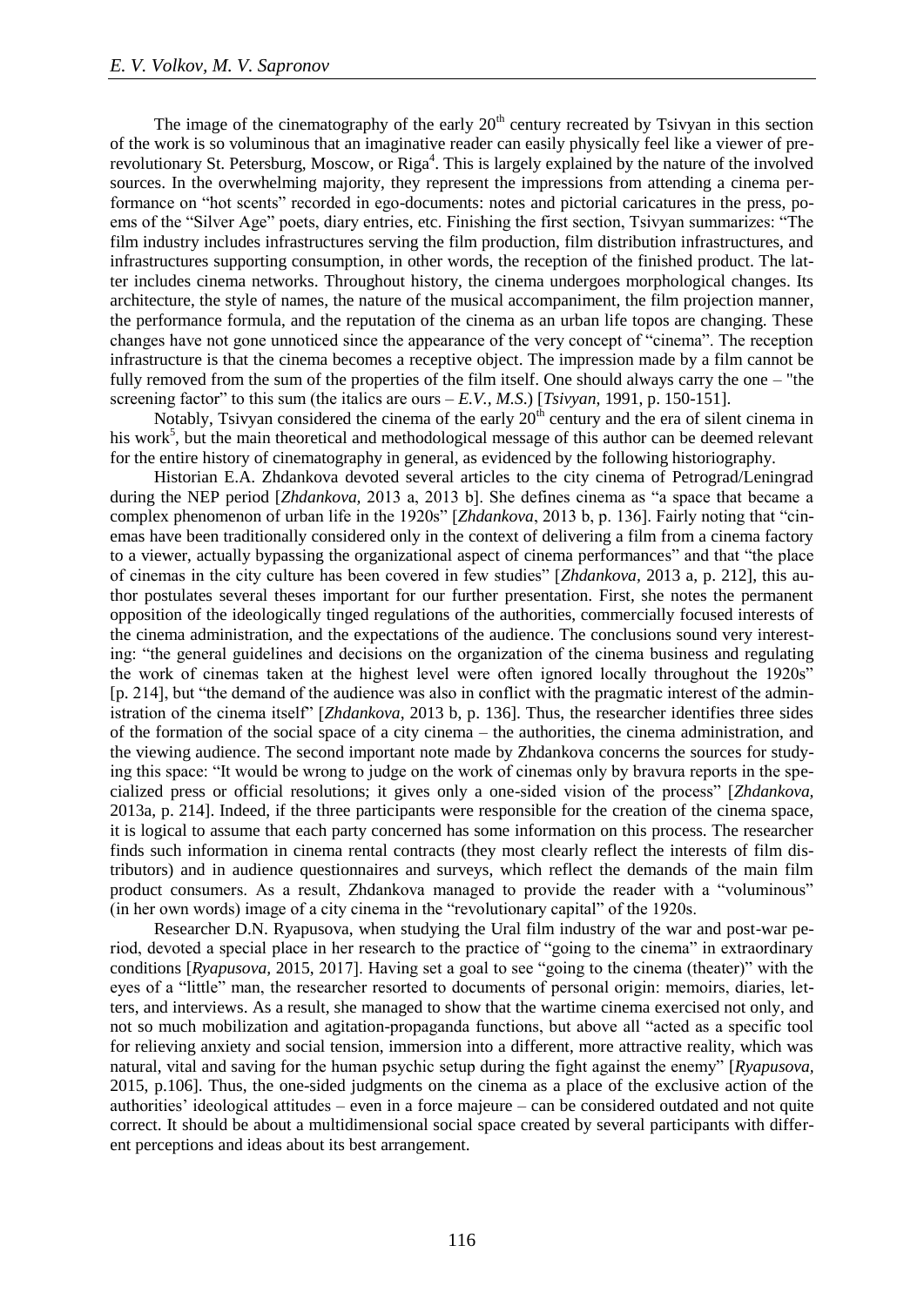The image of the cinematography of the early 20th century recreated by Tsivyan in this section of the work is so voluminous that an imaginative reader can easily physically feel like a viewer of pre-revolutionary St. Petersburg, Moscow, or Riga[4]. This is largely explained by the nature of the involved sources. In the overwhelming majority, they represent the impressions from attending a cinema performance on "hot scents" recorded in ego-documents: notes and pictorial caricatures in the press, poems of the "Silver Age" poets, diary entries, etc. Finishing the first section, Tsivyan summarizes: "The film industry includes infrastructures serving the film production, film distribution infrastructures, and infrastructures supporting consumption, in other words, the reception of the finished product. The latter includes cinema networks. Throughout history, the cinema undergoes morphological changes. Its architecture, the style of names, the nature of the musical accompaniment, the film projection manner, the performance formula, and the reputation of the cinema as an urban life topos are changing. These changes have not gone unnoticed since the appearance of the very concept of "cinema". The reception infrastructure is that the cinema becomes a receptive object. The impression made by a film cannot be fully removed from the sum of the properties of the film itself. One should always carry the one – "the screening factor" to this sum (the italics are ours – *E.V., M.S.*) [*Tsivyan*, 1991, p. 150-151].

Notably, Tsivyan considered the cinema of the early 20th century and the era of silent cinema in his work[5], but the main theoretical and methodological message of this author can be deemed relevant for the entire history of cinematography in general, as evidenced by the following historiography.

Historian E.A. Zhdankova devoted several articles to the city cinema of Petrograd/Leningrad during the NEP period [*Zhdankova*, 2013 a, 2013 b]. She defines cinema as "a space that became a complex phenomenon of urban life in the 1920s" [*Zhdankova*, 2013 b, p. 136]. Fairly noting that "cinemas have been traditionally considered only in the context of delivering a film from a cinema factory to a viewer, actually bypassing the organizational aspect of cinema performances" and that "the place of cinemas in the city culture has been covered in few studies" [*Zhdankova*, 2013 a, p. 212], this author postulates several theses important for our further presentation. First, she notes the permanent opposition of the ideologically tinged regulations of the authorities, commercially focused interests of the cinema administration, and the expectations of the audience. The conclusions sound very interesting: "the general guidelines and decisions on the organization of the cinema business and regulating the work of cinemas taken at the highest level were often ignored locally throughout the 1920s" [p. 214], but "the demand of the audience was also in conflict with the pragmatic interest of the administration of the cinema itself" [*Zhdankova*, 2013 b, p. 136]. Thus, the researcher identifies three sides of the formation of the social space of a city cinema – the authorities, the cinema administration, and the viewing audience. The second important note made by Zhdankova concerns the sources for studying this space: "It would be wrong to judge on the work of cinemas only by bravura reports in the specialized press or official resolutions; it gives only a one-sided vision of the process" [*Zhdankova*, 2013a, p. 214]. Indeed, if the three participants were responsible for the creation of the cinema space, it is logical to assume that each party concerned has some information on this process. The researcher finds such information in cinema rental contracts (they most clearly reflect the interests of film distributors) and in audience questionnaires and surveys, which reflect the demands of the main film product consumers. As a result, Zhdankova managed to provide the reader with a "voluminous" (in her own words) image of a city cinema in the "revolutionary capital" of the 1920s.

Researcher D.N. Ryapusova, when studying the Ural film industry of the war and post-war period, devoted a special place in her research to the practice of "going to the cinema" in extraordinary conditions [*Ryapusova,* 2015, 2017]. Having set a goal to see "going to the cinema (theater)" with the eyes of a "little" man, the researcher resorted to documents of personal origin: memoirs, diaries, letters, and interviews. As a result, she managed to show that the wartime cinema exercised not only, and not so much mobilization and agitation-propaganda functions, but above all "acted as a specific tool for relieving anxiety and social tension, immersion into a different, more attractive reality, which was natural, vital and saving for the human psychic setup during the fight against the enemy" [*Ryapusova*, 2015, p.106]. Thus, the one-sided judgments on the cinema as a place of the exclusive action of the authorities' ideological attitudes – even in a force majeure – can be considered outdated and not quite correct. It should be about a multidimensional social space created by several participants with different perceptions and ideas about its best arrangement.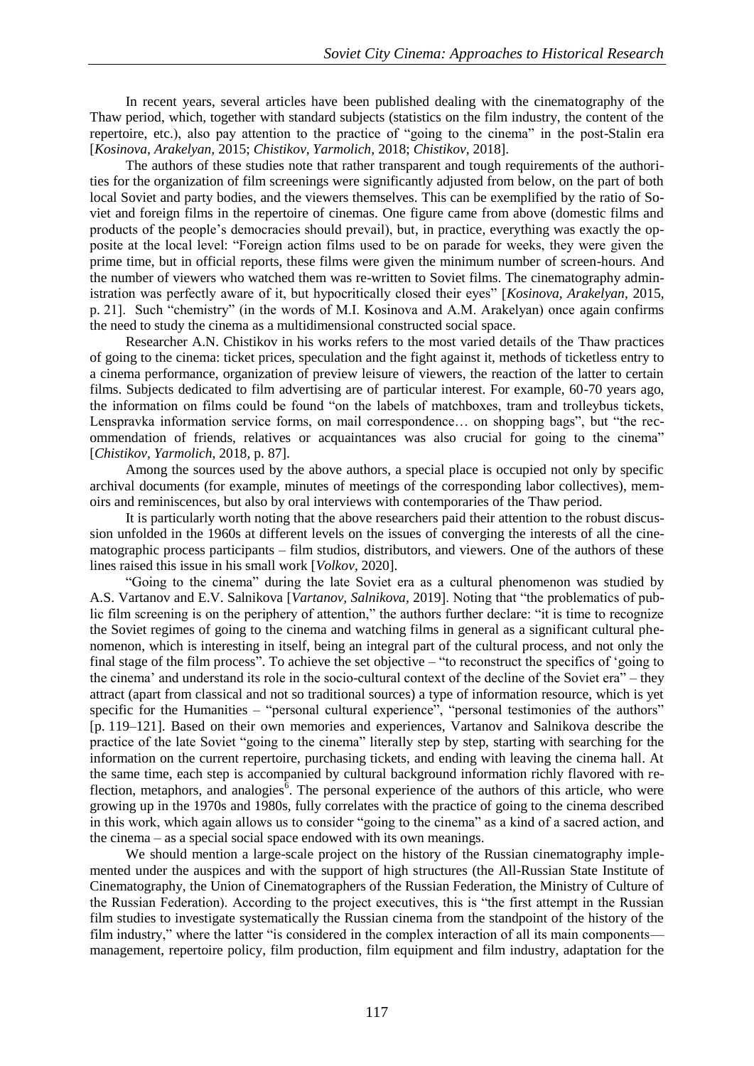In recent years, several articles have been published dealing with the cinematography of the Thaw period, which, together with standard subjects (statistics on the film industry, the content of the repertoire, etc.), also pay attention to the practice of "going to the cinema" in the post-Stalin era [*Kosinova, Arakelyan,* 2015; *Chistikov, Yarmolich,* 2018; *Chistikov,* 2018].

The authors of these studies note that rather transparent and tough requirements of the authorities for the organization of film screenings were significantly adjusted from below, on the part of both local Soviet and party bodies, and the viewers themselves. This can be exemplified by the ratio of Soviet and foreign films in the repertoire of cinemas. One figure came from above (domestic films and products of the people's democracies should prevail), but, in practice, everything was exactly the opposite at the local level: "Foreign action films used to be on parade for weeks, they were given the prime time, but in official reports, these films were given the minimum number of screen-hours. And the number of viewers who watched them was re-written to Soviet films. The cinematography administration was perfectly aware of it, but hypocritically closed their eyes" [*Kosinova, Arakelyan,* 2015, p. 21]. Such "chemistry" (in the words of M.I. Kosinova and A.M. Arakelyan) once again confirms the need to study the cinema as a multidimensional constructed social space.

Researcher A.N. Chistikov in his works refers to the most varied details of the Thaw practices of going to the cinema: ticket prices, speculation and the fight against it, methods of ticketless entry to a cinema performance, organization of preview leisure of viewers, the reaction of the latter to certain films. Subjects dedicated to film advertising are of particular interest. For example, 60-70 years ago, the information on films could be found "on the labels of matchboxes, tram and trolleybus tickets, Lenspravka information service forms, on mail correspondence… on shopping bags", but "the recommendation of friends, relatives or acquaintances was also crucial for going to the cinema" [*Chistikov, Yarmolich,* 2018, p. 87].

Among the sources used by the above authors, a special place is occupied not only by specific archival documents (for example, minutes of meetings of the corresponding labor collectives), memoirs and reminiscences, but also by oral interviews with contemporaries of the Thaw period.

It is particularly worth noting that the above researchers paid their attention to the robust discussion unfolded in the 1960s at different levels on the issues of converging the interests of all the cinematographic process participants – film studios, distributors, and viewers. One of the authors of these lines raised this issue in his small work [*Volkov,* 2020].

"Going to the cinema" during the late Soviet era as a cultural phenomenon was studied by A.S. Vartanov and E.V. Salnikova [*Vartanov, Salnikova,* 2019]. Noting that "the problematics of public film screening is on the periphery of attention," the authors further declare: "it is time to recognize the Soviet regimes of going to the cinema and watching films in general as a significant cultural phenomenon, which is interesting in itself, being an integral part of the cultural process, and not only the final stage of the film process". To achieve the set objective – "to reconstruct the specifics of 'going to the cinema' and understand its role in the socio-cultural context of the decline of the Soviet era" – they attract (apart from classical and not so traditional sources) a type of information resource, which is yet specific for the Humanities – "personal cultural experience", "personal testimonies of the authors" [p. 119–121]. Based on their own memories and experiences, Vartanov and Salnikova describe the practice of the late Soviet "going to the cinema" literally step by step, starting with searching for the information on the current repertoire, purchasing tickets, and ending with leaving the cinema hall. At the same time, each step is accompanied by cultural background information richly flavored with reflection, metaphors, and analogies[6]. The personal experience of the authors of this article, who were growing up in the 1970s and 1980s, fully correlates with the practice of going to the cinema described in this work, which again allows us to consider "going to the cinema" as a kind of a sacred action, and the cinema – as a special social space endowed with its own meanings.

We should mention a large-scale project on the history of the Russian cinematography implemented under the auspices and with the support of high structures (the All-Russian State Institute of Cinematography, the Union of Cinematographers of the Russian Federation, the Ministry of Culture of the Russian Federation). According to the project executives, this is "the first attempt in the Russian film studies to investigate systematically the Russian cinema from the standpoint of the history of the film industry," where the latter "is considered in the complex interaction of all its main components—management, repertoire policy, film production, film equipment and film industry, adaptation for the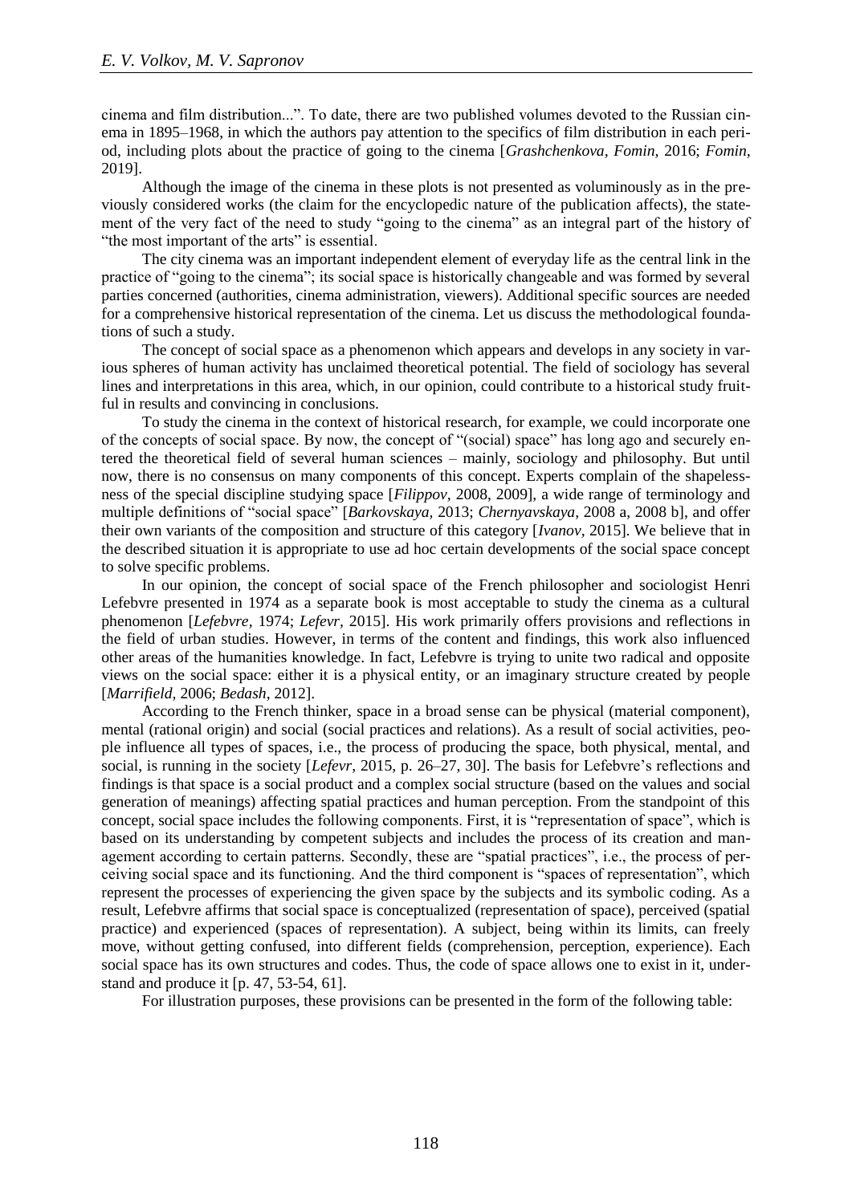cinema and film distribution...". To date, there are two published volumes devoted to the Russian cinema in 1895–1968, in which the authors pay attention to the specifics of film distribution in each period, including plots about the practice of going to the cinema [*Grashchenkova, Fomin*, 2016; *Fomin*, 2019].

Although the image of the cinema in these plots is not presented as voluminously as in the previously considered works (the claim for the encyclopedic nature of the publication affects), the statement of the very fact of the need to study "going to the cinema" as an integral part of the history of "the most important of the arts" is essential.

The city cinema was an important independent element of everyday life as the central link in the practice of "going to the cinema"; its social space is historically changeable and was formed by several parties concerned (authorities, cinema administration, viewers). Additional specific sources are needed for a comprehensive historical representation of the cinema. Let us discuss the methodological foundations of such a study.

The concept of social space as a phenomenon which appears and develops in any society in various spheres of human activity has unclaimed theoretical potential. The field of sociology has several lines and interpretations in this area, which, in our opinion, could contribute to a historical study fruitful in results and convincing in conclusions.

To study the cinema in the context of historical research, for example, we could incorporate one of the concepts of social space. By now, the concept of "(social) space" has long ago and securely entered the theoretical field of several human sciences – mainly, sociology and philosophy. But until now, there is no consensus on many components of this concept. Experts complain of the shapelessness of the special discipline studying space [*Filippov*, 2008, 2009], a wide range of terminology and multiple definitions of "social space" [*Barkovskaya*, 2013; *Chernyavskaya*, 2008 a, 2008 b], and offer their own variants of the composition and structure of this category [*Ivanov*, 2015]. We believe that in the described situation it is appropriate to use ad hoc certain developments of the social space concept to solve specific problems.

In our opinion, the concept of social space of the French philosopher and sociologist Henri Lefebvre presented in 1974 as a separate book is most acceptable to study the cinema as a cultural phenomenon [*Lefebvre*, 1974; *Lefevr*, 2015]. His work primarily offers provisions and reflections in the field of urban studies. However, in terms of the content and findings, this work also influenced other areas of the humanities knowledge. In fact, Lefebvre is trying to unite two radical and opposite views on the social space: either it is a physical entity, or an imaginary structure created by people [*Marrifield*, 2006; *Bedash*, 2012].

According to the French thinker, space in a broad sense can be physical (material component), mental (rational origin) and social (social practices and relations). As a result of social activities, people influence all types of spaces, i.e., the process of producing the space, both physical, mental, and social, is running in the society [*Lefevr*, 2015, p. 26–27, 30]. The basis for Lefebvre's reflections and findings is that space is a social product and a complex social structure (based on the values and social generation of meanings) affecting spatial practices and human perception. From the standpoint of this concept, social space includes the following components. First, it is "representation of space", which is based on its understanding by competent subjects and includes the process of its creation and management according to certain patterns. Secondly, these are "spatial practices", i.e., the process of perceiving social space and its functioning. And the third component is "spaces of representation", which represent the processes of experiencing the given space by the subjects and its symbolic coding. As a result, Lefebvre affirms that social space is conceptualized (representation of space), perceived (spatial practice) and experienced (spaces of representation). A subject, being within its limits, can freely move, without getting confused, into different fields (comprehension, perception, experience). Each social space has its own structures and codes. Thus, the code of space allows one to exist in it, understand and produce it [p. 47, 53-54, 61].

For illustration purposes, these provisions can be presented in the form of the following table: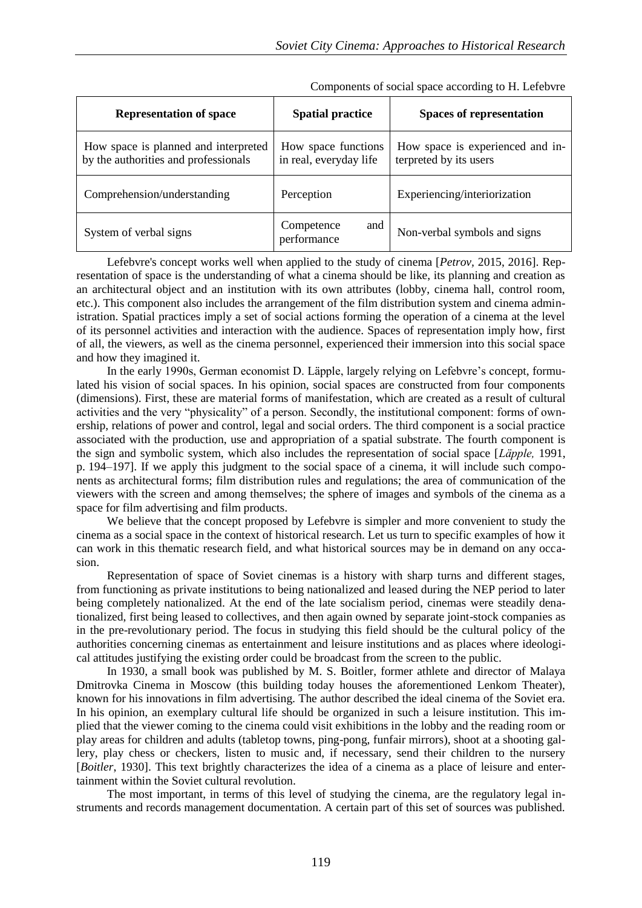Components of social space according to H. Lefebvre

| Representation of space | Spatial practice | Spaces of representation |
|---|---|---|
| How space is planned and interpreted by the authorities and professionals | How space functions in real, everyday life | How space is experienced and interpreted by its users |
| Comprehension/understanding | Perception | Experiencing/interiorization |
| System of verbal signs | Competence and performance | Non-verbal symbols and signs |

Lefebvre's concept works well when applied to the study of cinema [*Petrov*, 2015, 2016]. Representation of space is the understanding of what a cinema should be like, its planning and creation as an architectural object and an institution with its own attributes (lobby, cinema hall, control room, etc.). This component also includes the arrangement of the film distribution system and cinema administration. Spatial practices imply a set of social actions forming the operation of a cinema at the level of its personnel activities and interaction with the audience. Spaces of representation imply how, first of all, the viewers, as well as the cinema personnel, experienced their immersion into this social space and how they imagined it.

In the early 1990s, German economist D. Läpple, largely relying on Lefebvre's concept, formulated his vision of social spaces. In his opinion, social spaces are constructed from four components (dimensions). First, these are material forms of manifestation, which are created as a result of cultural activities and the very "physicality" of a person. Secondly, the institutional component: forms of ownership, relations of power and control, legal and social orders. The third component is a social practice associated with the production, use and appropriation of a spatial substrate. The fourth component is the sign and symbolic system, which also includes the representation of social space [*Läpple,* 1991, p. 194–197]. If we apply this judgment to the social space of a cinema, it will include such components as architectural forms; film distribution rules and regulations; the area of communication of the viewers with the screen and among themselves; the sphere of images and symbols of the cinema as a space for film advertising and film products.

We believe that the concept proposed by Lefebvre is simpler and more convenient to study the cinema as a social space in the context of historical research. Let us turn to specific examples of how it can work in this thematic research field, and what historical sources may be in demand on any occasion.

Representation of space of Soviet cinemas is a history with sharp turns and different stages, from functioning as private institutions to being nationalized and leased during the NEP period to later being completely nationalized. At the end of the late socialism period, cinemas were steadily denationalized, first being leased to collectives, and then again owned by separate joint-stock companies as in the pre-revolutionary period. The focus in studying this field should be the cultural policy of the authorities concerning cinemas as entertainment and leisure institutions and as places where ideological attitudes justifying the existing order could be broadcast from the screen to the public.

In 1930, a small book was published by M. S. Boitler, former athlete and director of Malaya Dmitrovka Cinema in Moscow (this building today houses the aforementioned Lenkom Theater), known for his innovations in film advertising. The author described the ideal cinema of the Soviet era. In his opinion, an exemplary cultural life should be organized in such a leisure institution. This implied that the viewer coming to the cinema could visit exhibitions in the lobby and the reading room or play areas for children and adults (tabletop towns, ping-pong, funfair mirrors), shoot at a shooting gallery, play chess or checkers, listen to music and, if necessary, send their children to the nursery [*Boitler*, 1930]. This text brightly characterizes the idea of a cinema as a place of leisure and entertainment within the Soviet cultural revolution.

The most important, in terms of this level of studying the cinema, are the regulatory legal instruments and records management documentation. A certain part of this set of sources was published.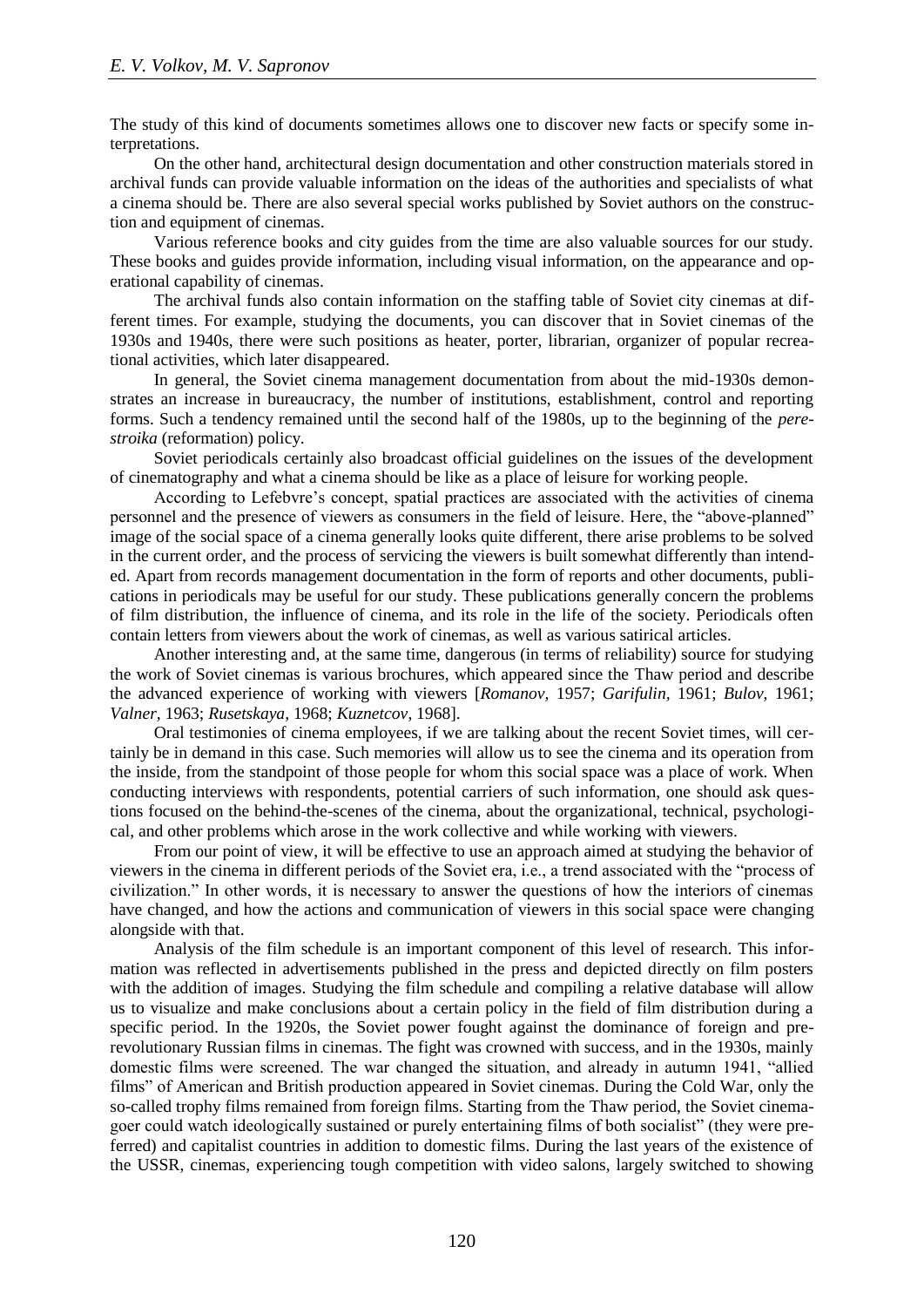The study of this kind of documents sometimes allows one to discover new facts or specify some interpretations.

On the other hand, architectural design documentation and other construction materials stored in archival funds can provide valuable information on the ideas of the authorities and specialists of what a cinema should be. There are also several special works published by Soviet authors on the construction and equipment of cinemas.

Various reference books and city guides from the time are also valuable sources for our study. These books and guides provide information, including visual information, on the appearance and operational capability of cinemas.

The archival funds also contain information on the staffing table of Soviet city cinemas at different times. For example, studying the documents, you can discover that in Soviet cinemas of the 1930s and 1940s, there were such positions as heater, porter, librarian, organizer of popular recreational activities, which later disappeared.

In general, the Soviet cinema management documentation from about the mid-1930s demonstrates an increase in bureaucracy, the number of institutions, establishment, control and reporting forms. Such a tendency remained until the second half of the 1980s, up to the beginning of the *perestroika* (reformation) policy.

Soviet periodicals certainly also broadcast official guidelines on the issues of the development of cinematography and what a cinema should be like as a place of leisure for working people.

According to Lefebvre's concept, spatial practices are associated with the activities of cinema personnel and the presence of viewers as consumers in the field of leisure. Here, the "above-planned" image of the social space of a cinema generally looks quite different, there arise problems to be solved in the current order, and the process of servicing the viewers is built somewhat differently than intended. Apart from records management documentation in the form of reports and other documents, publications in periodicals may be useful for our study. These publications generally concern the problems of film distribution, the influence of cinema, and its role in the life of the society. Periodicals often contain letters from viewers about the work of cinemas, as well as various satirical articles.

Another interesting and, at the same time, dangerous (in terms of reliability) source for studying the work of Soviet cinemas is various brochures, which appeared since the Thaw period and describe the advanced experience of working with viewers [*Romanov*, 1957; *Garifulin*, 1961; *Bulov*, 1961; *Valner*, 1963; *Rusetskaya*, 1968; *Kuznetcov*, 1968].

Oral testimonies of cinema employees, if we are talking about the recent Soviet times, will certainly be in demand in this case. Such memories will allow us to see the cinema and its operation from the inside, from the standpoint of those people for whom this social space was a place of work. When conducting interviews with respondents, potential carriers of such information, one should ask questions focused on the behind-the-scenes of the cinema, about the organizational, technical, psychological, and other problems which arose in the work collective and while working with viewers.

From our point of view, it will be effective to use an approach aimed at studying the behavior of viewers in the cinema in different periods of the Soviet era, i.e., a trend associated with the "process of civilization." In other words, it is necessary to answer the questions of how the interiors of cinemas have changed, and how the actions and communication of viewers in this social space were changing alongside with that.

Analysis of the film schedule is an important component of this level of research. This information was reflected in advertisements published in the press and depicted directly on film posters with the addition of images. Studying the film schedule and compiling a relative database will allow us to visualize and make conclusions about a certain policy in the field of film distribution during a specific period. In the 1920s, the Soviet power fought against the dominance of foreign and pre-revolutionary Russian films in cinemas. The fight was crowned with success, and in the 1930s, mainly domestic films were screened. The war changed the situation, and already in autumn 1941, "allied films" of American and British production appeared in Soviet cinemas. During the Cold War, only the so-called trophy films remained from foreign films. Starting from the Thaw period, the Soviet cinemagoer could watch ideologically sustained or purely entertaining films of both socialist" (they were preferred) and capitalist countries in addition to domestic films. During the last years of the existence of the USSR, cinemas, experiencing tough competition with video salons, largely switched to showing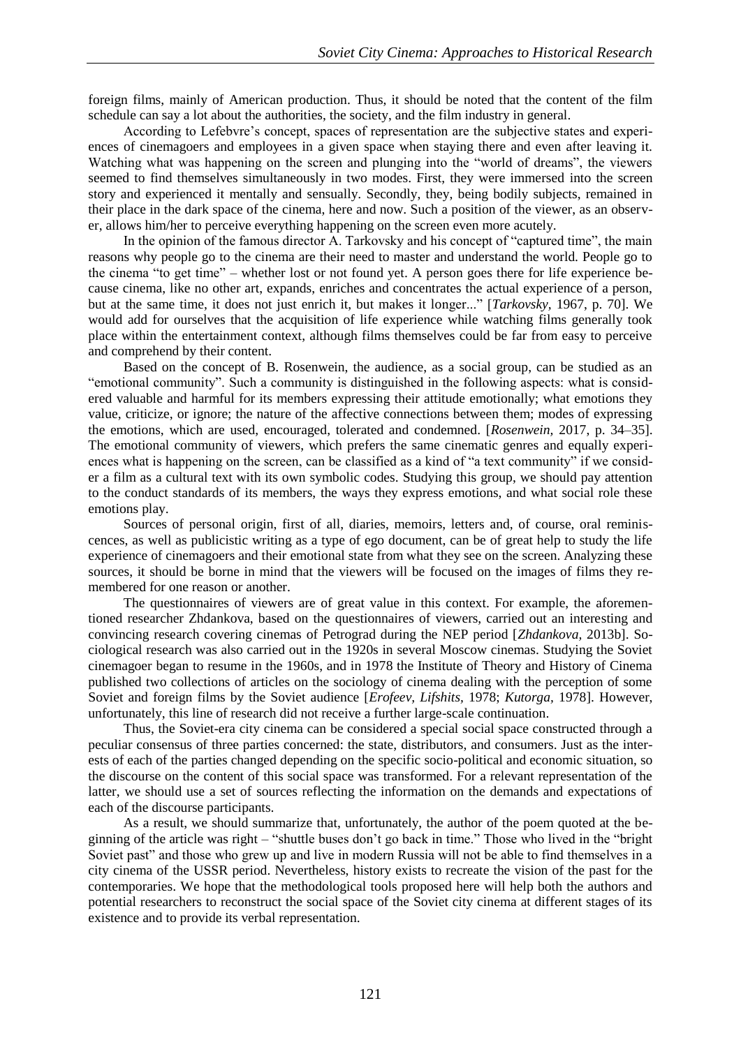foreign films, mainly of American production. Thus, it should be noted that the content of the film schedule can say a lot about the authorities, the society, and the film industry in general.

According to Lefebvre's concept, spaces of representation are the subjective states and experiences of cinemagoers and employees in a given space when staying there and even after leaving it. Watching what was happening on the screen and plunging into the "world of dreams", the viewers seemed to find themselves simultaneously in two modes. First, they were immersed into the screen story and experienced it mentally and sensually. Secondly, they, being bodily subjects, remained in their place in the dark space of the cinema, here and now. Such a position of the viewer, as an observer, allows him/her to perceive everything happening on the screen even more acutely.

In the opinion of the famous director A. Tarkovsky and his concept of "captured time", the main reasons why people go to the cinema are their need to master and understand the world. People go to the cinema "to get time" – whether lost or not found yet. A person goes there for life experience because cinema, like no other art, expands, enriches and concentrates the actual experience of a person, but at the same time, it does not just enrich it, but makes it longer..." [*Tarkovsky,* 1967, p. 70]. We would add for ourselves that the acquisition of life experience while watching films generally took place within the entertainment context, although films themselves could be far from easy to perceive and comprehend by their content.

Based on the concept of B. Rosenwein, the audience, as a social group, can be studied as an "emotional community". Such a community is distinguished in the following aspects: what is considered valuable and harmful for its members expressing their attitude emotionally; what emotions they value, criticize, or ignore; the nature of the affective connections between them; modes of expressing the emotions, which are used, encouraged, tolerated and condemned. [*Rosenwein,* 2017, p. 34–35]. The emotional community of viewers, which prefers the same cinematic genres and equally experiences what is happening on the screen, can be classified as a kind of "a text community" if we consider a film as a cultural text with its own symbolic codes. Studying this group, we should pay attention to the conduct standards of its members, the ways they express emotions, and what social role these emotions play.

Sources of personal origin, first of all, diaries, memoirs, letters and, of course, oral reminiscences, as well as publicistic writing as a type of ego document, can be of great help to study the life experience of cinemagoers and their emotional state from what they see on the screen. Analyzing these sources, it should be borne in mind that the viewers will be focused on the images of films they remembered for one reason or another.

The questionnaires of viewers are of great value in this context. For example, the aforementioned researcher Zhdankova, based on the questionnaires of viewers, carried out an interesting and convincing research covering cinemas of Petrograd during the NEP period [*Zhdankova,* 2013b]. Sociological research was also carried out in the 1920s in several Moscow cinemas. Studying the Soviet cinemagoer began to resume in the 1960s, and in 1978 the Institute of Theory and History of Cinema published two collections of articles on the sociology of cinema dealing with the perception of some Soviet and foreign films by the Soviet audience [*Erofeev, Lifshits*, 1978; *Kutorga,* 1978]. However, unfortunately, this line of research did not receive a further large-scale continuation.

Thus, the Soviet-era city cinema can be considered a special social space constructed through a peculiar consensus of three parties concerned: the state, distributors, and consumers. Just as the interests of each of the parties changed depending on the specific socio-political and economic situation, so the discourse on the content of this social space was transformed. For a relevant representation of the latter, we should use a set of sources reflecting the information on the demands and expectations of each of the discourse participants.

As a result, we should summarize that, unfortunately, the author of the poem quoted at the beginning of the article was right – "shuttle buses don't go back in time." Those who lived in the "bright Soviet past" and those who grew up and live in modern Russia will not be able to find themselves in a city cinema of the USSR period. Nevertheless, history exists to recreate the vision of the past for the contemporaries. We hope that the methodological tools proposed here will help both the authors and potential researchers to reconstruct the social space of the Soviet city cinema at different stages of its existence and to provide its verbal representation.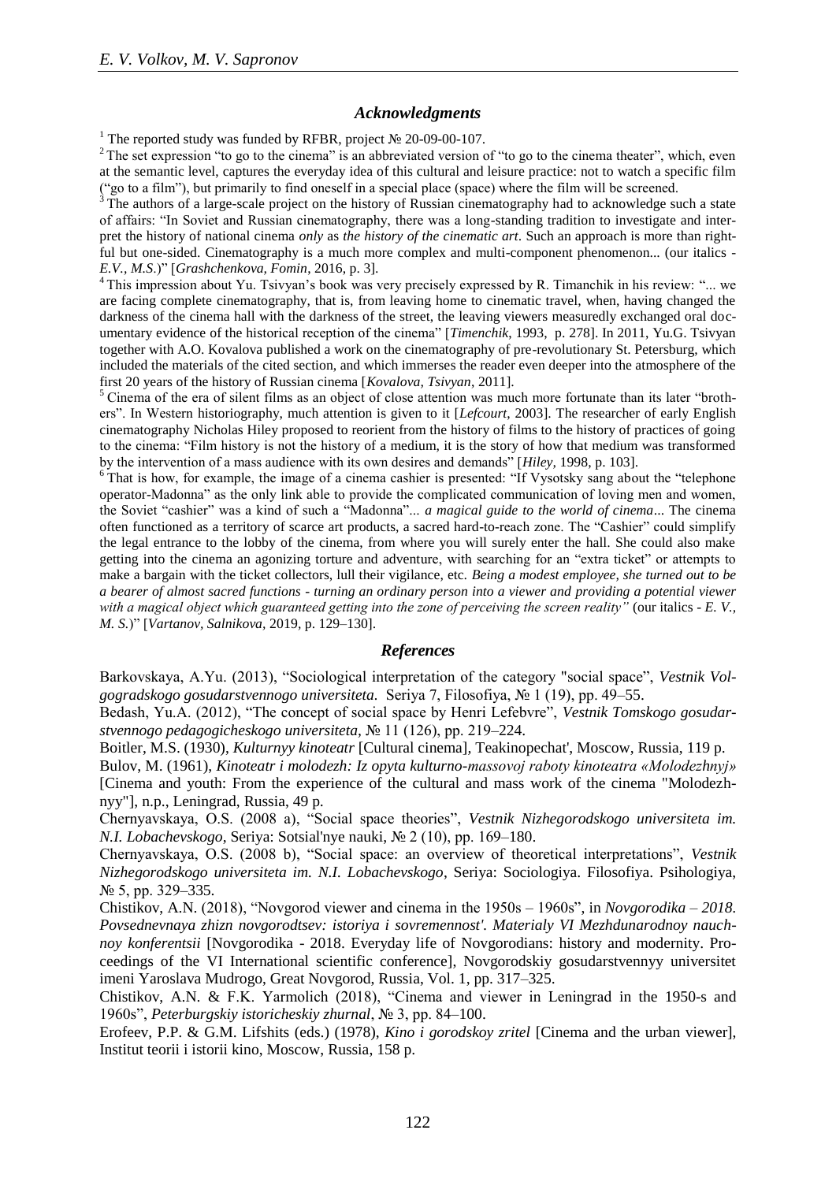## *Acknowledgments*

[1] The reported study was funded by RFBR, project № 20-09-00-107.

[2] The set expression "to go to the cinema" is an abbreviated version of "to go to the cinema theater", which, even at the semantic level, captures the everyday idea of this cultural and leisure practice: not to watch a specific film ("go to a film"), but primarily to find oneself in a special place (space) where the film will be screened.

[3] The authors of a large-scale project on the history of Russian cinematography had to acknowledge such a state of affairs: "In Soviet and Russian cinematography, there was a long-standing tradition to investigate and interpret the history of national cinema *only* as *the history of the cinematic art*. Such an approach is more than rightful but one-sided. Cinematography is a much more complex and multi-component phenomenon... (our italics - *E.V., M.S*.)" [*Grashchenkova, Fomin*, 2016, p. 3].

[4] This impression about Yu. Tsivyan's book was very precisely expressed by R. Timanchik in his review: "... we are facing complete cinematography, that is, from leaving home to cinematic travel, when, having changed the darkness of the cinema hall with the darkness of the street, the leaving viewers measuredly exchanged oral documentary evidence of the historical reception of the cinema" [*Timenchik*, 1993, p. 278]. In 2011, Yu.G. Tsivyan together with A.O. Kovalova published a work on the cinematography of pre-revolutionary St. Petersburg, which included the materials of the cited section, and which immerses the reader even deeper into the atmosphere of the first 20 years of the history of Russian cinema [*Kovalova, Tsivyan*, 2011].

[5] Cinema of the era of silent films as an object of close attention was much more fortunate than its later "brothers". In Western historiography, much attention is given to it [*Lefcourt*, 2003]. The researcher of early English cinematography Nicholas Hiley proposed to reorient from the history of films to the history of practices of going to the cinema: "Film history is not the history of a medium, it is the story of how that medium was transformed by the intervention of a mass audience with its own desires and demands" [*Hiley,* 1998, p. 103].

[6] That is how, for example, the image of a cinema cashier is presented: "If Vysotsky sang about the "telephone operator-Madonna" as the only link able to provide the complicated communication of loving men and women, the Soviet "cashier" was a kind of such a "Madonna"... *a magical guide to the world of cinema*... The cinema often functioned as a territory of scarce art products, a sacred hard-to-reach zone. The "Cashier" could simplify the legal entrance to the lobby of the cinema, from where you will surely enter the hall. She could also make getting into the cinema an agonizing torture and adventure, with searching for an "extra ticket" or attempts to make a bargain with the ticket collectors, lull their vigilance, etc. *Being a modest employee, she turned out to be a bearer of almost sacred functions - turning an ordinary person into a viewer and providing a potential viewer with a magical object which guaranteed getting into the zone of perceiving the screen reality"* (our italics - *E. V., M. S.*)" [*Vartanov, Salnikova*, 2019, p. 129–130].

## *References*

Barkovskaya, A.Yu. (2013), "Sociological interpretation of the category "social space", *Vestnik Volgogradskogo gosudarstvennogo universiteta.* Seriya 7, Filosofiya, № 1 (19), pp. 49–55.

Bedash, Yu.A. (2012), "The concept of social space by Henri Lefebvre", *Vestnik Tomskogo gosudarstvennogo pedagogicheskogo universiteta*, № 11 (126), pp. 219–224.

Boitler, M.S. (1930), *Kulturnyy kinoteatr* [Cultural cinema], Teakinopechat', Moscow, Russia, 119 p.

Bulov, M. (1961), *Kinoteatr i molodezh: Iz opyta kulturno-massovoj raboty kinoteatra «Molodezhnyj»* [Cinema and youth: From the experience of the cultural and mass work of the cinema "Molodezhnyy"], n.p., Leningrad, Russia, 49 p.

Chernyavskaya, O.S. (2008 a), "Social space theories", *Vestnik Nizhegorodskogo universiteta im. N.I. Lobachevskogo*, Seriya: Sotsial'nye nauki, № 2 (10), pp. 169–180.

Chernyavskaya, O.S. (2008 b), "Social space: an overview of theoretical interpretations", *Vestnik Nizhegorodskogo universiteta im. N.I. Lobachevskogo*, Seriya: Sociologiya. Filosofiya. Psihologiya, № 5, pp. 329–335.

Chistikov, A.N. (2018), "Novgorod viewer and cinema in the 1950s – 1960s", in *Novgorodika – 2018. Povsednevnaya zhizn novgorodtsev: istoriya i sovremennost'. Materialy VI Mezhdunarodnoy nauchnoy konferentsii* [Novgorodika - 2018. Everyday life of Novgorodians: history and modernity. Proceedings of the VI International scientific conference], Novgorodskiy gosudarstvennyy universitet imeni Yaroslava Mudrogo, Great Novgorod, Russia, Vol. 1, pp. 317–325.

Chistikov, A.N. & F.K. Yarmolich (2018), "Cinema and viewer in Leningrad in the 1950-s and 1960s", *Peterburgskiy istoricheskiy zhurnal*, № 3, pp. 84–100.

Erofeev, P.P. & G.M. Lifshits (eds.) (1978), *Kino i gorodskoy zritel* [Cinema and the urban viewer], Institut teorii i istorii kino, Moscow, Russia, 158 p.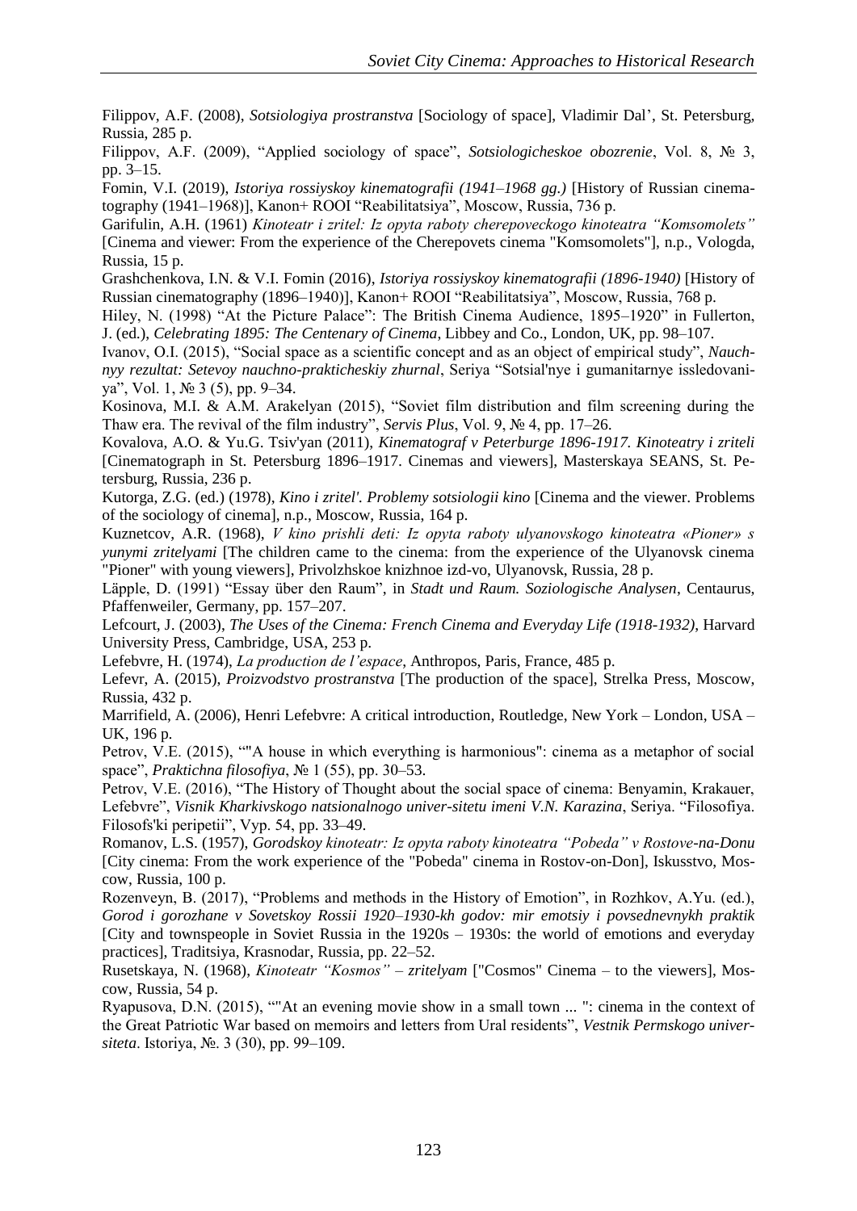Filippov, A.F. (2008), *Sotsiologiya prostranstva* [Sociology of space], Vladimir Dal', St. Petersburg, Russia, 285 p.

Filippov, A.F. (2009), "Applied sociology of space", *Sotsiologicheskoe obozrenie*, Vol. 8, № 3, pp. 3–15.

Fomin, V.I. (2019), *Istoriya rossiyskoy kinematografii (1941–1968 gg.)* [History of Russian cinematography (1941–1968)], Kanon+ ROOI "Reabilitatsiya", Moscow, Russia, 736 p.

Garifulin, A.H. (1961) *Kinoteatr i zritel: Iz opyta raboty cherepoveckogo kinoteatra "Komsomolets"* [Cinema and viewer: From the experience of the Cherepovets cinema "Komsomolets"], n.p., Vologda, Russia, 15 p.

Grashchenkova, I.N. & V.I. Fomin (2016), *Istoriya rossiyskoy kinematografii (1896-1940)* [History of Russian cinematography (1896–1940)], Kanon+ ROOI "Reabilitatsiya", Moscow, Russia, 768 p.

Hiley, N. (1998) "At the Picture Palace": The British Cinema Audience, 1895–1920" in Fullerton, J. (ed.), *Celebrating 1895: The Centenary of Cinema*, Libbey and Co., London, UK, pp. 98–107.

Ivanov, O.I. (2015), "Social space as a scientific concept and as an object of empirical study", *Nauchnyy rezultat: Setevoy nauchno-prakticheskiy zhurnal*, Seriya "Sotsial'nye i gumanitarnye issledovaniya", Vol. 1, № 3 (5), pp. 9–34.

Kosinova, M.I. & A.M. Arakelyan (2015), "Soviet film distribution and film screening during the Thaw era. The revival of the film industry", *Servis Plus*, Vol. 9, № 4, pp. 17–26.

Kovalova, A.O. & Yu.G. Tsiv'yan (2011), *Kinematograf v Peterburge 1896-1917. Kinoteatry i zriteli* [Cinematograph in St. Petersburg 1896–1917. Cinemas and viewers], Masterskaya SEANS, St. Petersburg, Russia, 236 p.

Kutorga, Z.G. (ed.) (1978), *Kino i zritel'. Problemy sotsiologii kino* [Cinema and the viewer. Problems of the sociology of cinema], n.p., Moscow, Russia, 164 p.

Kuznetcov, A.R. (1968), *V kino prishli deti: Iz opyta raboty ulyanovskogo kinoteatra «Pioner» s yunymi zritelyami* [The children came to the cinema: from the experience of the Ulyanovsk cinema "Pioner" with young viewers], Privolzhskoe knizhnoe izd-vo, Ulyanovsk, Russia, 28 p.

Läpple, D. (1991) "Essay über den Raum", in *Stadt und Raum. Soziologische Analysen*, Centaurus, Pfaffenweiler, Germany, pp. 157–207.

Lefcourt, J. (2003), *The Uses of the Cinema: French Cinema and Everyday Life (1918-1932)*, Harvard University Press, Cambridge, USA, 253 p.

Lefebvre, H. (1974), *La production de l'espace*, Anthropos, Paris, France, 485 p.

Lefevr, A. (2015), *Proizvodstvo prostranstva* [The production of the space], Strelka Press, Moscow, Russia, 432 p.

Marrifield, A. (2006), Henri Lefebvre: A critical introduction, Routledge, New York – London, USA – UK, 196 p.

Petrov, V.E. (2015), ""A house in which everything is harmonious": cinema as a metaphor of social space", *Praktichna filosofiya*, № 1 (55), pp. 30–53.

Petrov, V.E. (2016), "The History of Thought about the social space of cinema: Benyamin, Krakauer, Lefebvre", *Visnik Kharkivskogo natsionalnogo univer-sitetu imeni V.N. Karazina*, Seriya. "Filosofiya. Filosofs'ki peripetii", Vyp. 54, pp. 33–49.

Romanov, L.S. (1957), *Gorodskoy kinoteatr: Iz opyta raboty kinoteatra "Pobeda" v Rostove-na-Donu* [City cinema: From the work experience of the "Pobeda" cinema in Rostov-on-Don], Iskusstvo, Moscow, Russia, 100 p.

Rozenveyn, B. (2017), "Problems and methods in the History of Emotion", in Rozhkov, A.Yu. (ed.), *Gorod i gorozhane v Sovetskoy Rossii 1920–1930-kh godov: mir emotsiy i povsednevnykh praktik* [City and townspeople in Soviet Russia in the 1920s – 1930s: the world of emotions and everyday practices], Traditsiya, Krasnodar, Russia, pp. 22–52.

Rusetskaya, N. (1968), *Kinoteatr "Kosmos" – zritelyam* ["Cosmos" Cinema – to the viewers], Moscow, Russia, 54 p.

Ryapusova, D.N. (2015), ""At an evening movie show in a small town ... ": cinema in the context of the Great Patriotic War based on memoirs and letters from Ural residents", *Vestnik Permskogo universiteta*. Istoriya, №. 3 (30), pp. 99–109.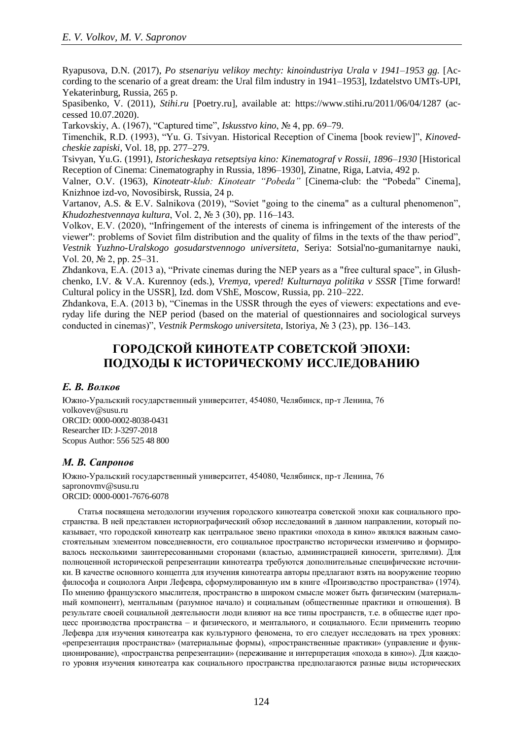Ryapusova, D.N. (2017), *Po stsenariyu velikoy mechty: kinoindustriya Urala v 1941–1953 gg.* [According to the scenario of a great dream: the Ural film industry in 1941–1953], Izdatelstvo UMTs-UPI, Yekaterinburg, Russia, 265 p.

Spasibenko, V. (2011), *Stihi.ru* [Poetry.ru], available at: https://www.stihi.ru/2011/06/04/1287 (accessed 10.07.2020).

Tarkovskiy, A. (1967), "Captured time", *Iskusstvo kino*, № 4, pp. 69–79.

Timenchik, R.D. (1993), "Yu. G. Tsivyan. Historical Reception of Cinema [book review]", *Kinovedcheskie zapiski*, Vol. 18, pp. 277–279.

Tsivyan, Yu.G. (1991), *Istoricheskaya retseptsiya kino: Kinematograf v Rossii, 1896–1930* [Historical Reception of Cinema: Cinematography in Russia, 1896–1930], Zinatne, Riga, Latvia, 492 p.

Valner, O.V. (1963), *Kinoteatr-klub: Kinoteatr "Pobeda"* [Cinema-club: the "Pobeda" Cinema], Knizhnoe izd-vo, Novosibirsk, Russia, 24 p.

Vartanov, A.S. & E.V. Salnikova (2019), "Soviet "going to the cinema" as a cultural phenomenon", *Khudozhestvennaya kultura*, Vol. 2, № 3 (30), pp. 116–143.

Volkov, E.V. (2020), "Infringement of the interests of cinema is infringement of the interests of the viewer": problems of Soviet film distribution and the quality of films in the texts of the thaw period", *Vestnik Yuzhno-Uralskogo gosudarstvennogo universiteta*, Seriya: Sotsial'no-gumanitarnye nauki, Vol. 20, № 2, pp. 25–31.

Zhdankova, E.A. (2013 a), "Private cinemas during the NEP years as a "free cultural space", in Glushchenko, I.V. & V.A. Kurennoy (eds.), *Vremya, vpered! Kulturnaya politika v SSSR* [Time forward! Cultural policy in the USSR], Izd. dom VShE, Moscow, Russia, pp. 210–222.

Zhdankova, E.A. (2013 b), "Cinemas in the USSR through the eyes of viewers: expectations and everyday life during the NEP period (based on the material of questionnaires and sociological surveys conducted in cinemas)", *Vestnik Permskogo universiteta*, Istoriya, № 3 (23), pp. 136–143.

# ГОРОДСКОЙ КИНОТЕАТР СОВЕТСКОЙ ЭПОХИ: ПОДХОДЫ К ИСТОРИЧЕСКОМУ ИССЛЕДОВАНИЮ

### *Е. В. Волков*

Южно-Уральский государственный университет, 454080, Челябинск, пр-т Ленина, 76
volkovev@susu.ru
ORCID: 0000-0002-8038-0431
Researcher ID: J-3297-2018
Scopus Author: 556 525 48 800

### *М. В. Сапронов*

Южно-Уральский государственный университет, 454080, Челябинск, пр-т Ленина, 76
sapronovmv@susu.ru
ORCID: 0000-0001-7676-6078

Статья посвящена методологии изучения городского кинотеатра советской эпохи как социального пространства. В ней представлен историографический обзор исследований в данном направлении, который показывает, что городской кинотеатр как центральное звено практики «похода в кино» являлся важным самостоятельным элементом повседневности, его социальное пространство исторически изменчиво и формировалось несколькими заинтересованными сторонами (властью, администрацией киносети, зрителями). Для полноценной исторической репрезентации кинотеатра требуются дополнительные специфические источники. В качестве основного концепта для изучения кинотеатра авторы предлагают взять на вооружение теорию философа и социолога Анри Лефевра, сформулированную им в книге «Производство пространства» (1974). По мнению французского мыслителя, пространство в широком смысле может быть физическим (материальный компонент), ментальным (разумное начало) и социальным (общественные практики и отношения). В результате своей социальной деятельности люди влияют на все типы пространств, т.е. в обществе идет процесс производства пространства – и физического, и ментального, и социального. Если применить теорию Лефевра для изучения кинотеатра как культурного феномена, то его следует исследовать на трех уровнях: «репрезентация пространства» (материальные формы), «пространственные практики» (управление и функционирование), «пространства репрезентации» (переживание и интерпретация «похода в кино»). Для каждого уровня изучения кинотеатра как социального пространства предполагаются разные виды исторических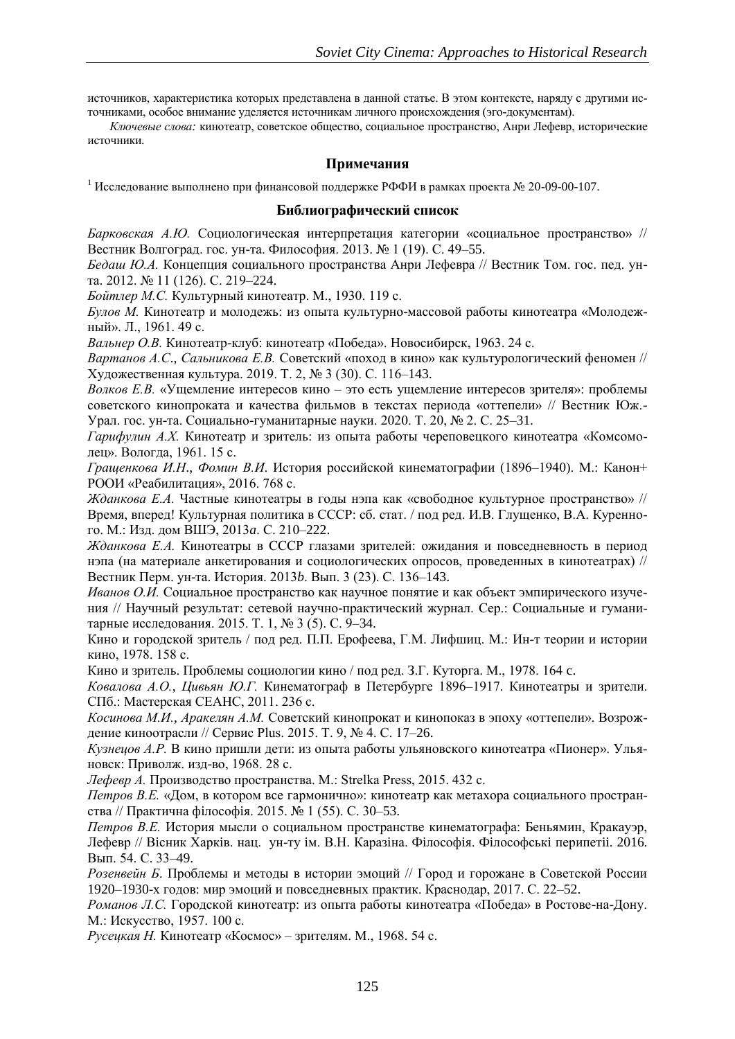источников, характеристика которых представлена в данной статье. В этом контексте, наряду с другими источниками, особое внимание уделяется источникам личного происхождения (эго-документам).

*Ключевые слова:* кинотеатр, советское общество, социальное пространство, Анри Лефевр, исторические источники.

## Примечания

[1] Исследование выполнено при финансовой поддержке РФФИ в рамках проекта № 20-09-00-107.

## Библиографический список

*Барковская А.Ю.* Социологическая интерпретация категории «социальное пространство» // Вестник Волгоград. гос. ун-та. Философия. 2013. № 1 (19). С. 49–55.

*Бедаш Ю.А.* Концепция социального пространства Анри Лефевра // Вестник Том. гос. пед. ун-та. 2012. № 11 (126). С. 219–224.

*Бойтлер М.С.* Культурный кинотеатр. М., 1930. 119 с.

*Булов М.* Кинотеатр и молодежь: из опыта культурно-массовой работы кинотеатра «Молодежный». Л., 1961. 49 с.

*Вальнер О.В.* Кинотеатр-клуб: кинотеатр «Победа». Новосибирск, 1963. 24 с.

*Вартанов А.С., Сальникова Е.В.* Советский «поход в кино» как культурологический феномен // Художественная культура. 2019. Т. 2, № 3 (30). С. 116–143.

*Волков Е.В.* «Ущемление интересов кино – это есть ущемление интересов зрителя»: проблемы советского кинопроката и качества фильмов в текстах периода «оттепели» // Вестник Юж.-Урал. гос. ун-та. Социально-гуманитарные науки. 2020. Т. 20, № 2. С. 25–31.

*Гарифулин А.Х.* Кинотеатр и зритель: из опыта работы череповецкого кинотеатра «Комсомолец». Вологда, 1961. 15 с.

*Гращенкова И.Н., Фомин В.И.* История российской кинематографии (1896–1940). М.: Канон+ РООИ «Реабилитация», 2016. 768 с.

*Жданкова Е.А.* Частные кинотеатры в годы нэпа как «свободное культурное пространство» // Время, вперед! Культурная политика в СССР: сб. стат. / под ред. И.В. Глущенко, В.А. Куренного. М.: Изд. дом ВШЭ, 2013*a*. С. 210–222.

*Жданкова Е.А.* Кинотеатры в СССР глазами зрителей: ожидания и повседневность в период нэпа (на материале анкетирования и социологических опросов, проведенных в кинотеатрах) // Вестник Перм. ун-та. История. 2013*b*. Вып. 3 (23). С. 136–143.

*Иванов О.И.* Социальное пространство как научное понятие и как объект эмпирического изучения // Научный результат: сетевой научно-практический журнал. Сер.: Социальные и гуманитарные исследования. 2015. Т. 1, № 3 (5). С. 9–34.

Кино и городской зритель / под ред. П.П. Ерофеева, Г.М. Лифшиц. М.: Ин-т теории и истории кино, 1978. 158 с.

Кино и зритель. Проблемы социологии кино / под ред. З.Г. Куторга. М., 1978. 164 с.

*Ковалова А.О., Цивьян Ю.Г.* Кинематограф в Петербурге 1896–1917. Кинотеатры и зрители. СПб.: Мастерская СЕАНС, 2011. 236 с.

*Косинова М.И., Аракелян А.М.* Советский кинопрокат и кинопоказ в эпоху «оттепели». Возрождение киноотрасли // Сервис Plus. 2015. Т. 9, № 4. С. 17–26.

*Кузнецов А.Р.* В кино пришли дети: из опыта работы ульяновского кинотеатра «Пионер». Ульяновск: Приволж. изд-во, 1968. 28 с.

*Лефевр А.* Производство пространства. М.: Strelka Press, 2015. 432 с.

*Петров В.Е.* «Дом, в котором все гармонично»: кинотеатр как метахора социального пространства // Практична філософія. 2015. № 1 (55). С. 30–53.

*Петров В.Е.* История мысли о социальном пространстве кинематографа: Беньямин, Кракауэр, Лефевр // Вісник Харків. нац. ун-ту ім. В.Н. Каразіна. Філософія. Філософські перипетії. 2016. Вып. 54. С. 33–49.

*Розенвейн Б.* Проблемы и методы в истории эмоций // Город и горожане в Советской России 1920–1930-х годов: мир эмоций и повседневных практик. Краснодар, 2017. С. 22–52.

*Романов Л.С.* Городской кинотеатр: из опыта работы кинотеатра «Победа» в Ростове-на-Дону. М.: Искусство, 1957. 100 с.

*Русецкая Н.* Кинотеатр «Космос» – зрителям. М., 1968. 54 с.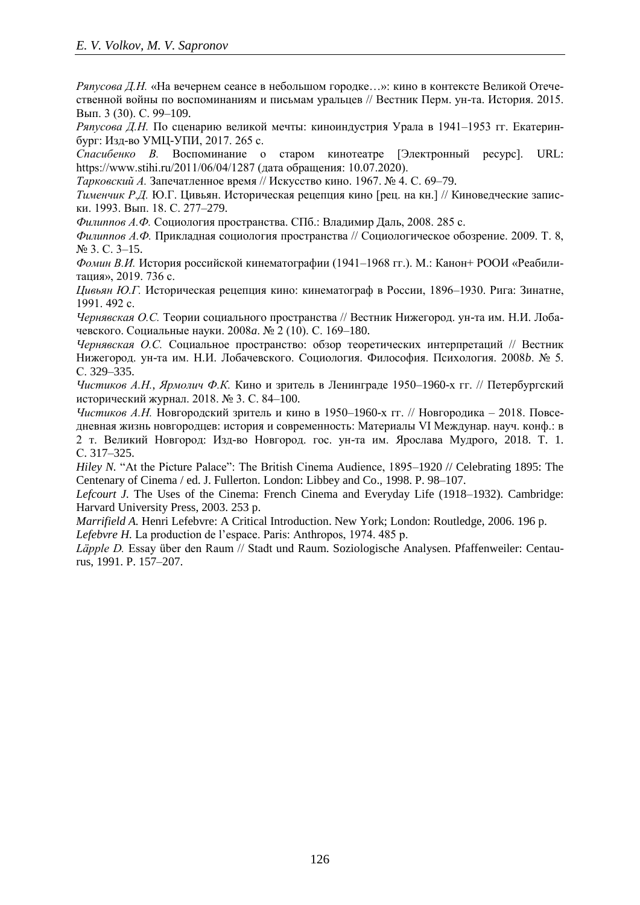*Ряпусова Д.Н.* «На вечернем сеансе в небольшом городке…»: кино в контексте Великой Отечественной войны по воспоминаниям и письмам уральцев // Вестник Перм. ун-та. История. 2015. Вып. 3 (30). С. 99–109.

*Ряпусова Д.Н.* По сценарию великой мечты: киноиндустрия Урала в 1941–1953 гг. Екатеринбург: Изд-во УМЦ-УПИ, 2017. 265 с.

*Спасибенко В.* Воспоминание о старом кинотеатре [Электронный ресурс]. URL: https://www.stihi.ru/2011/06/04/1287 (дата обращения: 10.07.2020).

*Тарковский А.* Запечатленное время // Искусство кино. 1967. № 4. С. 69–79.

*Тименчик Р.Д.* Ю.Г. Цивьян. Историческая рецепция кино [рец. на кн.] // Киноведческие записки. 1993. Вып. 18. С. 277–279.

*Филиппов А.Ф.* Социология пространства. СПб.: Владимир Даль, 2008. 285 с.

*Филиппов А.Ф.* Прикладная социология пространства // Социологическое обозрение. 2009. Т. 8, № 3. С. 3–15.

*Фомин В.И.* История российской кинематографии (1941–1968 гг.). М.: Канон+ РООИ «Реабилитация», 2019. 736 с.

*Цивьян Ю.Г.* Историческая рецепция кино: кинематограф в России, 1896–1930. Рига: Зинатне, 1991. 492 с.

*Чернявская О.С.* Теории социального пространства // Вестник Нижегород. ун-та им. Н.И. Лобачевского. Социальные науки. 2008*a*. № 2 (10). С. 169–180.

*Чернявская О.С.* Социальное пространство: обзор теоретических интерпретаций // Вестник Нижегород. ун-та им. Н.И. Лобачевского. Социология. Философия. Психология. 2008*b*. № 5. С. 329–335.

*Чистиков А.Н., Ярмолич Ф.К.* Кино и зритель в Ленинграде 1950–1960-х гг. // Петербургский исторический журнал. 2018. № 3. С. 84–100.

*Чистиков А.Н.* Новгородский зритель и кино в 1950–1960-х гг. // Новгородика – 2018. Повседневная жизнь новгородцев: история и современность: Материалы VI Междунар. науч. конф.: в 2 т. Великий Новгород: Изд-во Новгород. гос. ун-та им. Ярослава Мудрого, 2018. Т. 1. С. 317–325.

*Hiley N.* "At the Picture Palace": The British Cinema Audience, 1895–1920 // Celebrating 1895: The Centenary of Cinema / ed. J. Fullerton. London: Libbey and Co., 1998. P. 98–107.

*Lefcourt J.* The Uses of the Cinema: French Cinema and Everyday Life (1918–1932). Cambridge: Harvard University Press, 2003. 253 p.

*Marrifield A.* Henri Lefebvre: A Critical Introduction. New York; London: Routledge, 2006. 196 p.

*Lefebvre H.* La production de l'espace. Paris: Anthropos, 1974. 485 p.

*Läpple D.* Essay über den Raum // Stadt und Raum. Soziologische Analysen. Pfaffenweiler: Centaurus, 1991. P. 157–207.